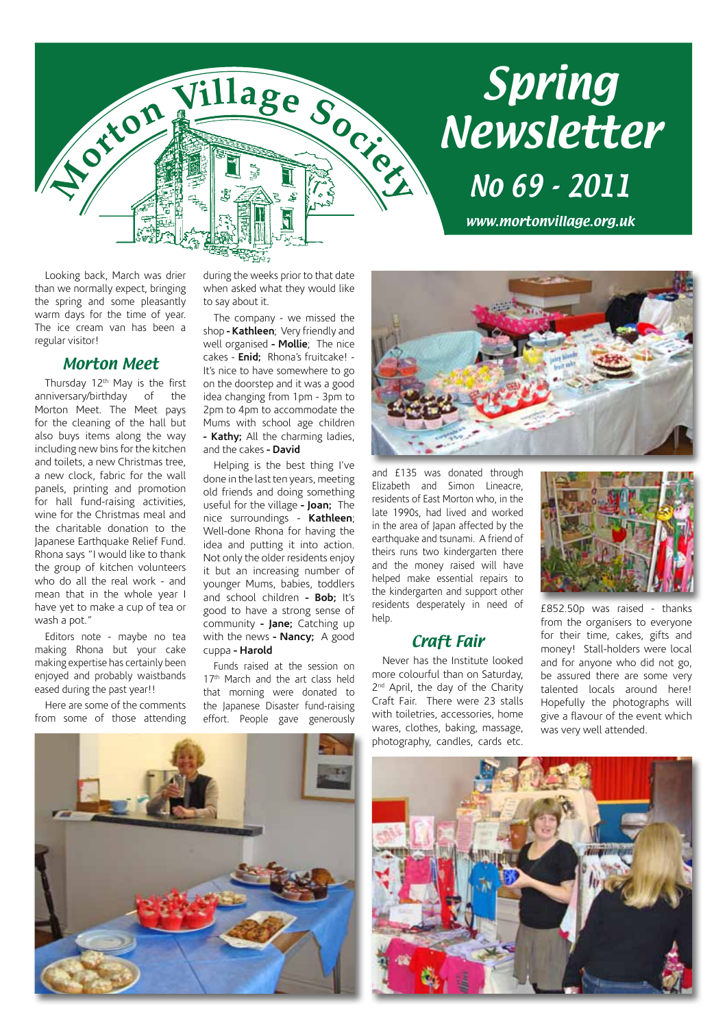# Morton Village Society

# Spring Newsletter

## No 69 - 2011

www.mortonvillage.org.uk

Looking back, March was drier than we normally expect, bringing the spring and some pleasantly warm days for the time of year. The ice cream van has been a regular visitor!

## Morton Meet

Thursday 12th May is the first anniversary/birthday of the Morton Meet. The Meet pays for the cleaning of the hall but also buys items along the way including new bins for the kitchen and toilets, a new Christmas tree, a new clock, fabric for the wall panels, printing and promotion for hall fund-raising activities, wine for the Christmas meal and the charitable donation to the Japanese Earthquake Relief Fund. Rhona says "I would like to thank the group of kitchen volunteers who do all the real work - and mean that in the whole year I have yet to make a cup of tea or wash a pot."

Editors note - maybe no tea making Rhona but your cake making expertise has certainly been enjoyed and probably waistbands eased during the past year!!

Here are some of the comments from some of those attending during the weeks prior to that date when asked what they would like to say about it.

The company - we missed the shop **- Kathleen**; Very friendly and well organised **- Mollie**; The nice cakes - **Enid;** Rhona's fruitcake! - It's nice to have somewhere to go on the doorstep and it was a good idea changing from 1pm - 3pm to 2pm to 4pm to accommodate the Mums with school age children **- Kathy;** All the charming ladies, and the cakes **- David**

Helping is the best thing I've done in the last ten years, meeting old friends and doing something useful for the village **- Joan;** The nice surroundings - **Kathleen**; Well-done Rhona for having the idea and putting it into action. Not only the older residents enjoy it but an increasing number of younger Mums, babies, toddlers and school children **- Bob;** It's good to have a strong sense of community **- Jane;** Catching up with the news **- Nancy;** A good cuppa **- Harold**

Funds raised at the session on 17th March and the art class held that morning were donated to the Japanese Disaster fund-raising effort. People gave generously and £135 was donated through Elizabeth and Simon Lineacre, residents of East Morton who, in the late 1990s, had lived and worked in the area of Japan affected by the earthquake and tsunami. A friend of theirs runs two kindergarten there and the money raised will have helped make essential repairs to the kindergarten and support other residents desperately in need of help.

## Craft Fair

Never has the Institute looked more colourful than on Saturday, 2nd April, the day of the Charity Craft Fair. There were 23 stalls with toiletries, accessories, home wares, clothes, baking, massage, photography, candles, cards etc. £852.50p was raised - thanks from the organisers to everyone for their time, cakes, gifts and money! Stall-holders were local and for anyone who did not go, be assured there are some very talented locals around here! Hopefully the photographs will give a flavour of the event which was very well attended.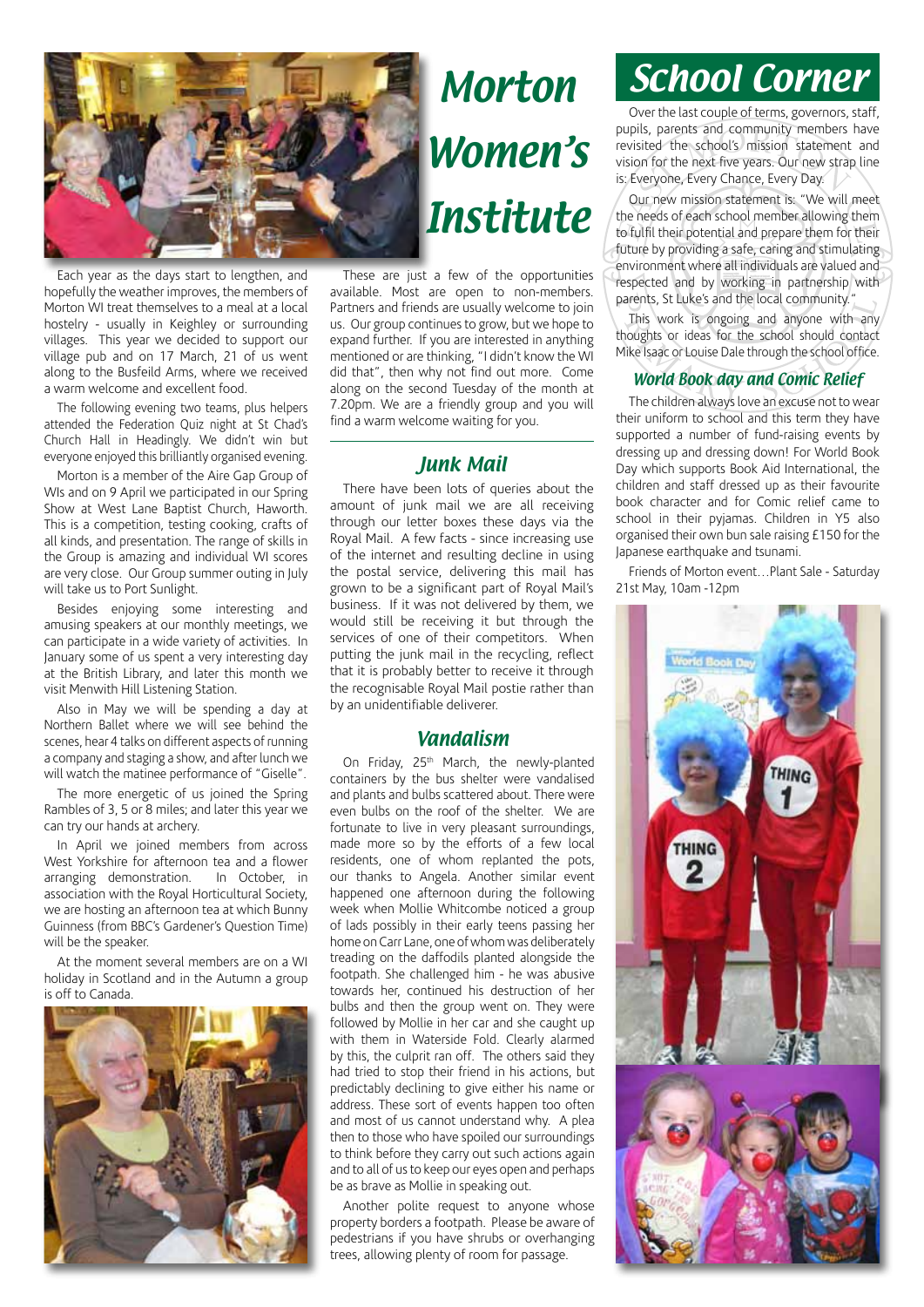# Morton Women's Institute

Each year as the days start to lengthen, and hopefully the weather improves, the members of Morton WI treat themselves to a meal at a local hostelry - usually in Keighley or surrounding villages. This year we decided to support our village pub and on 17 March, 21 of us went along to the Busfeild Arms, where we received a warm welcome and excellent food.

The following evening two teams, plus helpers attended the Federation Quiz night at St Chad's Church Hall in Headingly. We didn't win but everyone enjoyed this brilliantly organised evening.

Morton is a member of the Aire Gap Group of WIs and on 9 April we participated in our Spring Show at West Lane Baptist Church, Haworth. This is a competition, testing cooking, crafts of all kinds, and presentation. The range of skills in the Group is amazing and individual WI scores are very close. Our Group summer outing in July will take us to Port Sunlight.

Besides enjoying some interesting and amusing speakers at our monthly meetings, we can participate in a wide variety of activities. In January some of us spent a very interesting day at the British Library, and later this month we visit Menwith Hill Listening Station.

Also in May we will be spending a day at Northern Ballet where we will see behind the scenes, hear 4 talks on different aspects of running a company and staging a show, and after lunch we will watch the matinee performance of "Giselle".

The more energetic of us joined the Spring Rambles of 3, 5 or 8 miles; and later this year we can try our hands at archery.

In April we joined members from across West Yorkshire for afternoon tea and a flower arranging demonstration. In October, in association with the Royal Horticultural Society, we are hosting an afternoon tea at which Bunny Guinness (from BBC's Gardener's Question Time) will be the speaker.

At the moment several members are on a WI holiday in Scotland and in the Autumn a group is off to Canada.

These are just a few of the opportunities available. Most are open to non-members. Partners and friends are usually welcome to join us. Our group continues to grow, but we hope to expand further. If you are interested in anything mentioned or are thinking, "I didn't know the WI did that", then why not find out more. Come along on the second Tuesday of the month at 7.20pm. We are a friendly group and you will find a warm welcome waiting for you.

## Junk Mail

There have been lots of queries about the amount of junk mail we are all receiving through our letter boxes these days via the Royal Mail. A few facts - since increasing use of the internet and resulting decline in using the postal service, delivering this mail has grown to be a significant part of Royal Mail's business. If it was not delivered by them, we would still be receiving it but through the services of one of their competitors. When putting the junk mail in the recycling, reflect that it is probably better to receive it through the recognisable Royal Mail postie rather than by an unidentifiable deliverer.

## Vandalism

On Friday, 25th March, the newly-planted containers by the bus shelter were vandalised and plants and bulbs scattered about. There were even bulbs on the roof of the shelter. We are fortunate to live in very pleasant surroundings, made more so by the efforts of a few local residents, one of whom replanted the pots, our thanks to Angela. Another similar event happened one afternoon during the following week when Mollie Whitcombe noticed a group of lads possibly in their early teens passing her home on Carr Lane, one of whom was deliberately treading on the daffodils planted alongside the footpath. She challenged him - he was abusive towards her, continued his destruction of her bulbs and then the group went on. They were followed by Mollie in her car and she caught up with them in Waterside Fold. Clearly alarmed by this, the culprit ran off. The others said they had tried to stop their friend in his actions, but predictably declining to give either his name or address. These sort of events happen too often and most of us cannot understand why. A plea then to those who have spoiled our surroundings to think before they carry out such actions again and to all of us to keep our eyes open and perhaps be as brave as Mollie in speaking out.

Another polite request to anyone whose property borders a footpath. Please be aware of pedestrians if you have shrubs or overhanging trees, allowing plenty of room for passage.

# School Corner

Over the last couple of terms, governors, staff, pupils, parents and community members have revisited the school's mission statement and vision for the next five years. Our new strap line is: Everyone, Every Chance, Every Day.

Our new mission statement is: "We will meet the needs of each school member allowing them to fulfil their potential and prepare them for their future by providing a safe, caring and stimulating environment where all individuals are valued and respected and by working in partnership with parents, St Luke's and the local community."

This work is ongoing and anyone with any thoughts or ideas for the school should contact Mike Isaac or Louise Dale through the school office.

## World Book day and Comic Relief

The children always love an excuse not to wear their uniform to school and this term they have supported a number of fund-raising events by dressing up and dressing down! For World Book Day which supports Book Aid International, the children and staff dressed up as their favourite book character and for Comic relief came to school in their pyjamas. Children in Y5 also organised their own bun sale raising £150 for the Japanese earthquake and tsunami.

Friends of Morton event…Plant Sale - Saturday 21st May, 10am -12pm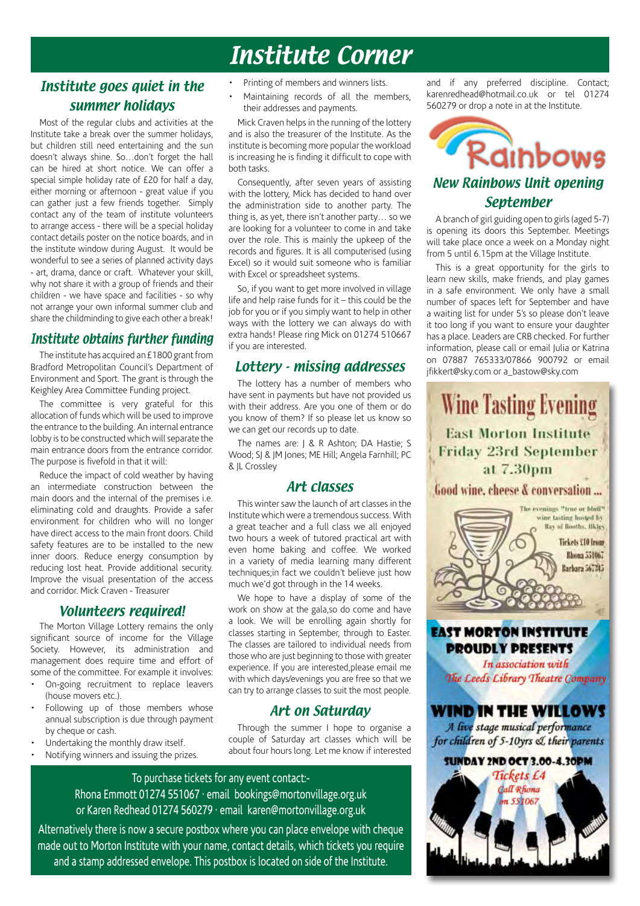# Institute Corner

## Institute goes quiet in the summer holidays

Most of the regular clubs and activities at the Institute take a break over the summer holidays, but children still need entertaining and the sun doesn't always shine. So…don't forget the hall can be hired at short notice. We can offer a special simple holiday rate of £20 for half a day, either morning or afternoon - great value if you can gather just a few friends together. Simply contact any of the team of institute volunteers to arrange access - there will be a special holiday contact details poster on the notice boards, and in the institute window during August. It would be wonderful to see a series of planned activity days - art, drama, dance or craft. Whatever your skill, why not share it with a group of friends and their children - we have space and facilities - so why not arrange your own informal summer club and share the childminding to give each other a break!

## Institute obtains further funding

The institute has acquired an £1800 grant from Bradford Metropolitan Council's Department of Environment and Sport. The grant is through the Keighley Area Committee Funding project.

The committee is very grateful for this allocation of funds which will be used to improve the entrance to the building. An internal entrance lobby is to be constructed which will separate the main entrance doors from the entrance corridor. The purpose is fivefold in that it will:

Reduce the impact of cold weather by having an intermediate construction between the main doors and the internal of the premises i.e. eliminating cold and draughts. Provide a safer environment for children who will no longer have direct access to the main front doors. Child safety features are to be installed to the new inner doors. Reduce energy consumption by reducing lost heat. Provide additional security. Improve the visual presentation of the access and corridor. Mick Craven - Treasurer

## Volunteers required!

The Morton Village Lottery remains the only significant source of income for the Village Society. However, its administration and management does require time and effort of some of the committee. For example it involves:

- On-going recruitment to replace leavers (house movers etc.).
- Following up of those members whose annual subscription is due through payment by cheque or cash.
- Undertaking the monthly draw itself.
- Notifying winners and issuing the prizes.
- Printing of members and winners lists.
- Maintaining records of all the members, their addresses and payments.

Mick Craven helps in the running of the lottery and is also the treasurer of the Institute. As the institute is becoming more popular the workload is increasing he is finding it difficult to cope with both tasks.

Consequently, after seven years of assisting with the lottery, Mick has decided to hand over the administration side to another party. The thing is, as yet, there isn't another party… so we are looking for a volunteer to come in and take over the role. This is mainly the upkeep of the records and figures. It is all computerised (using Excel) so it would suit someone who is familiar with Excel or spreadsheet systems.

So, if you want to get more involved in village life and help raise funds for it – this could be the job for you or if you simply want to help in other ways with the lottery we can always do with extra hands! Please ring Mick on 01274 510667 if you are interested.

## Lottery - missing addresses

The lottery has a number of members who have sent in payments but have not provided us with their address. Are you one of them or do you know of them? If so please let us know so we can get our records up to date.

The names are: J & R Ashton; DA Hastie; S Wood; SJ & JM Jones; ME Hill; Angela Farnhill; PC & JL Crossley

## Art classes

This winter saw the launch of art classes in the Institute which were a tremendous success. With a great teacher and a full class we all enjoyed two hours a week of tutored practical art with even home baking and coffee. We worked in a variety of media learning many different techniques;in fact we couldn't believe just how much we'd got through in the 14 weeks.

We hope to have a display of some of the work on show at the gala,so do come and have a look. We will be enrolling again shortly for classes starting in September, through to Easter. The classes are tailored to individual needs from those who are just beginning to those with greater experience. If you are interested,please email me with which days/evenings you are free so that we can try to arrange classes to suit the most people.

## Art on Saturday

Through the summer I hope to organise a couple of Saturday art classes which will be about four hours long. Let me know if interested and if any preferred discipline. Contact; karenredhead@hotmail.co.uk or tel 01274 560279 or drop a note in at the Institute.

Rainbows

## New Rainbows Unit opening September

A branch of girl guiding open to girls (aged 5-7) is opening its doors this September. Meetings will take place once a week on a Monday night from 5 until 6.15pm at the Village Institute.

This is a great opportunity for the girls to learn new skills, make friends, and play games in a safe environment. We only have a small number of spaces left for September and have a waiting list for under 5's so please don't leave it too long if you want to ensure your daughter has a place. Leaders are CRB checked. For further information, please call or email Julia or Katrina on 07887 765333/07866 900792 or email jfikkert@sky.com or a_bastow@sky.com

## Wine Tasting Evening

East Morton Institute
Friday 23rd September
at 7.30pm

Good wine, cheese & conversation ...

The evenings "true or bluff" wine tasting hosted by Ray of Booths, Ilkley

Tickets £10 from
Rhona 551067
Barbara 567315

## EAST MORTON INSTITUTE PROUDLY PRESENTS

*In association with The Leeds Library Theatre Company*

## WIND IN THE WILLOWS

*A live stage musical performance for children of 5-10yrs & their parents*

SUNDAY 2ND OCT 3.00-4.30PM

*Tickets £4*
*Call Rhona on 551067*

---

To purchase tickets for any event contact:-
Rhona Emmott 01274 551067 · email bookings@mortonvillage.org.uk
or Karen Redhead 01274 560279 · email karen@mortonvillage.org.uk

Alternatively there is now a secure postbox where you can place envelope with cheque made out to Morton Institute with your name, contact details, which tickets you require and a stamp addressed envelope. This postbox is located on side of the Institute.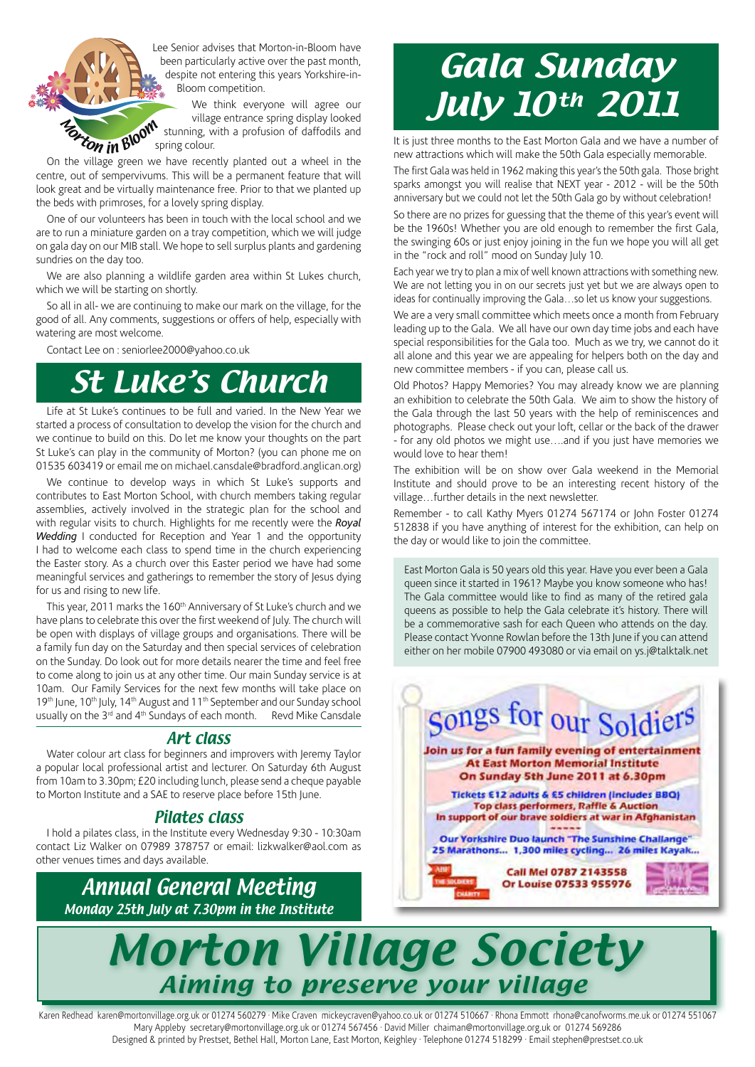Lee Senior advises that Morton-in-Bloom have been particularly active over the past month, despite not entering this years Yorkshire-in-Bloom competition.

We think everyone will agree our village entrance spring display looked stunning, with a profusion of daffodils and spring colour.

On the village green we have recently planted out a wheel in the centre, out of sempervivums. This will be a permanent feature that will look great and be virtually maintenance free. Prior to that we planted up the beds with primroses, for a lovely spring display.

One of our volunteers has been in touch with the local school and we are to run a miniature garden on a tray competition, which we will judge on gala day on our MIB stall. We hope to sell surplus plants and gardening sundries on the day too.

We are also planning a wildlife garden area within St Lukes church, which we will be starting on shortly.

So all in all- we are continuing to make our mark on the village, for the good of all. Any comments, suggestions or offers of help, especially with watering are most welcome.

Contact Lee on : seniorlee2000@yahoo.co.uk

# St Luke's Church

Life at St Luke's continues to be full and varied. In the New Year we started a process of consultation to develop the vision for the church and we continue to build on this. Do let me know your thoughts on the part St Luke's can play in the community of Morton? (you can phone me on 01535 603419 or email me on michael.cansdale@bradford.anglican.org)

We continue to develop ways in which St Luke's supports and contributes to East Morton School, with church members taking regular assemblies, actively involved in the strategic plan for the school and with regular visits to church. Highlights for me recently were the ***Royal Wedding*** I conducted for Reception and Year 1 and the opportunity I had to welcome each class to spend time in the church experiencing the Easter story. As a church over this Easter period we have had some meaningful services and gatherings to remember the story of Jesus dying for us and rising to new life.

This year, 2011 marks the 160th Anniversary of St Luke's church and we have plans to celebrate this over the first weekend of July. The church will be open with displays of village groups and organisations. There will be a family fun day on the Saturday and then special services of celebration on the Sunday. Do look out for more details nearer the time and feel free to come along to join us at any other time. Our main Sunday service is at 10am. Our Family Services for the next few months will take place on 19th June, 10th July, 14th August and 11th September and our Sunday school usually on the 3rd and 4th Sundays of each month. Revd Mike Cansdale

## Art class

Water colour art class for beginners and improvers with Jeremy Taylor a popular local professional artist and lecturer. On Saturday 6th August from 10am to 3.30pm; £20 including lunch, please send a cheque payable to Morton Institute and a SAE to reserve place before 15th June.

## Pilates class

I hold a pilates class, in the Institute every Wednesday 9:30 - 10:30am contact Liz Walker on 07989 378757 or email: lizkwalker@aol.com as other venues times and days available.

## Annual General Meeting

*Monday 25th July at 7.30pm in the Institute*

# Gala Sunday July 10th 2011

It is just three months to the East Morton Gala and we have a number of new attractions which will make the 50th Gala especially memorable.

The first Gala was held in 1962 making this year's the 50th gala. Those bright sparks amongst you will realise that NEXT year - 2012 - will be the 50th anniversary but we could not let the 50th Gala go by without celebration!

So there are no prizes for guessing that the theme of this year's event will be the 1960s! Whether you are old enough to remember the first Gala, the swinging 60s or just enjoy joining in the fun we hope you will all get in the "rock and roll" mood on Sunday July 10.

Each year we try to plan a mix of well known attractions with something new. We are not letting you in on our secrets just yet but we are always open to ideas for continually improving the Gala…so let us know your suggestions.

We are a very small committee which meets once a month from February leading up to the Gala. We all have our own day time jobs and each have special responsibilities for the Gala too. Much as we try, we cannot do it all alone and this year we are appealing for helpers both on the day and new committee members - if you can, please call us.

Old Photos? Happy Memories? You may already know we are planning an exhibition to celebrate the 50th Gala. We aim to show the history of the Gala through the last 50 years with the help of reminiscences and photographs. Please check out your loft, cellar or the back of the drawer - for any old photos we might use….and if you just have memories we would love to hear them!

The exhibition will be on show over Gala weekend in the Memorial Institute and should prove to be an interesting recent history of the village…further details in the next newsletter.

Remember - to call Kathy Myers 01274 567174 or John Foster 01274 512838 if you have anything of interest for the exhibition, can help on the day or would like to join the committee.

East Morton Gala is 50 years old this year. Have you ever been a Gala queen since it started in 1961? Maybe you know someone who has! The Gala committee would like to find as many of the retired gala queens as possible to help the Gala celebrate it's history. There will be a commemorative sash for each Queen who attends on the day. Please contact Yvonne Rowlan before the 13th June if you can attend either on her mobile 07900 493080 or via email on ys.j@talktalk.net

## Songs for our Soldiers

**Join us for a fun family evening of entertainment**
**At East Morton Memorial Institute**
**On Sunday 5th June 2011 at 6.30pm**

**Tickets £12 adults & £5 children (includes BBQ)**
**Top class performers, Raffle & Auction**
**In support of our brave soldiers at war in Afghanistan**

**Our Yorkshire Duo launch "The Sunshine Challange"**
**25 Marathons... 1,300 miles cycling... 26 miles Kayak...**

**Call Mel 0787 2143558**
**Or Louise 07533 955976**

# Morton Village Society

## Aiming to preserve your village

Karen Redhead karen@mortonvillage.org.uk or 01274 560279 · Mike Craven mickeycraven@yahoo.co.uk or 01274 510667 · Rhona Emmott rhona@canofworms.me.uk or 01274 551067
Mary Appleby secretary@mortonvillage.org.uk or 01274 567456 · David Miller chaiman@mortonvillage.org.uk or 01274 569286
Designed & printed by Prestset, Bethel Hall, Morton Lane, East Morton, Keighley · Telephone 01274 518299 · Email stephen@prestset.co.uk